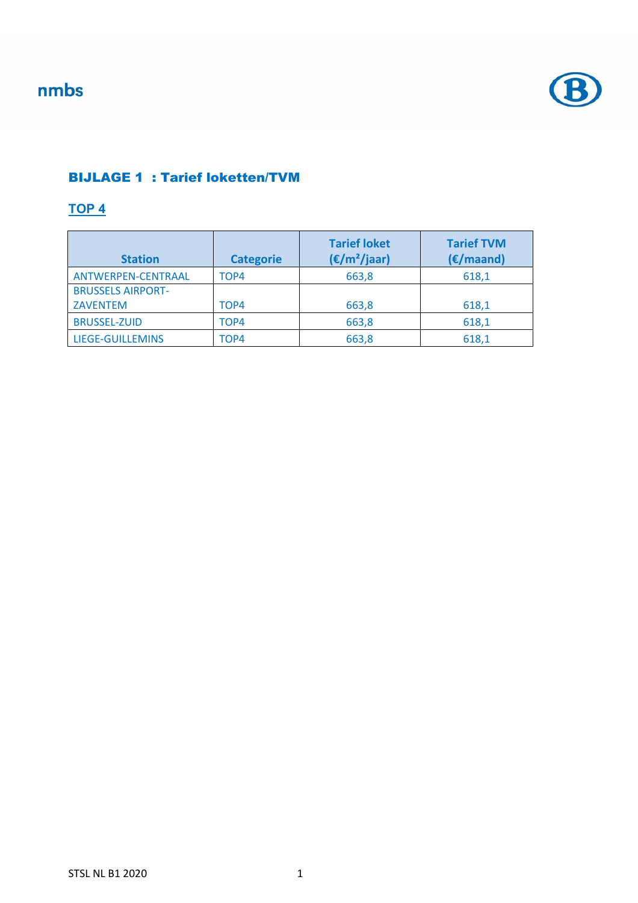nmbs

## BIJLAGE 1 : Tarief loketten/TVM

### TOP 4

| Station | Categorie | Tarief loket (€/m²/jaar) | Tarief TVM (€/maand) |
|---|---|---|---|
| ANTWERPEN-CENTRAAL | TOP4 | 663,8 | 618,1 |
| BRUSSELS AIRPORT-ZAVENTEM | TOP4 | 663,8 | 618,1 |
| BRUSSEL-ZUID | TOP4 | 663,8 | 618,1 |
| LIEGE-GUILLEMINS | TOP4 | 663,8 | 618,1 |

STSL NL B1 2020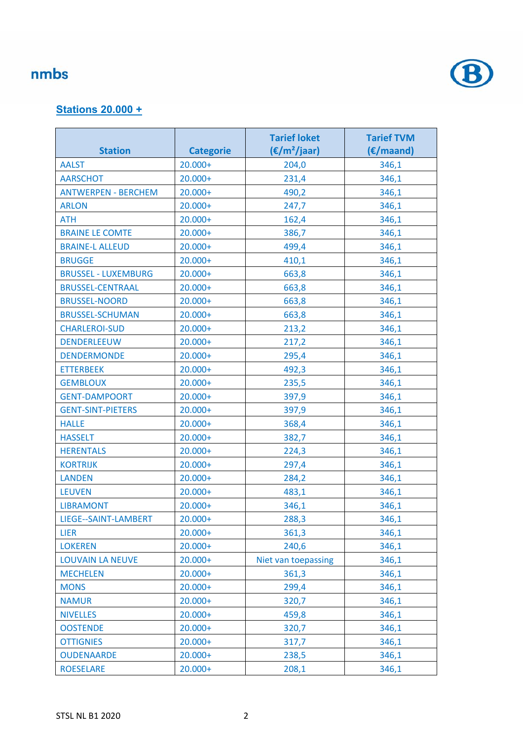nmbs

## Stations 20.000 +

| Station | Categorie | Tarief loket (€/m²/jaar) | Tarief TVM (€/maand) |
|---|---|---|---|
| AALST | 20.000+ | 204,0 | 346,1 |
| AARSCHOT | 20.000+ | 231,4 | 346,1 |
| ANTWERPEN - BERCHEM | 20.000+ | 490,2 | 346,1 |
| ARLON | 20.000+ | 247,7 | 346,1 |
| ATH | 20.000+ | 162,4 | 346,1 |
| BRAINE LE COMTE | 20.000+ | 386,7 | 346,1 |
| BRAINE-L ALLEUD | 20.000+ | 499,4 | 346,1 |
| BRUGGE | 20.000+ | 410,1 | 346,1 |
| BRUSSEL - LUXEMBURG | 20.000+ | 663,8 | 346,1 |
| BRUSSEL-CENTRAAL | 20.000+ | 663,8 | 346,1 |
| BRUSSEL-NOORD | 20.000+ | 663,8 | 346,1 |
| BRUSSEL-SCHUMAN | 20.000+ | 663,8 | 346,1 |
| CHARLEROI-SUD | 20.000+ | 213,2 | 346,1 |
| DENDERLEEUW | 20.000+ | 217,2 | 346,1 |
| DENDERMONDE | 20.000+ | 295,4 | 346,1 |
| ETTERBEEK | 20.000+ | 492,3 | 346,1 |
| GEMBLOUX | 20.000+ | 235,5 | 346,1 |
| GENT-DAMPOORT | 20.000+ | 397,9 | 346,1 |
| GENT-SINT-PIETERS | 20.000+ | 397,9 | 346,1 |
| HALLE | 20.000+ | 368,4 | 346,1 |
| HASSELT | 20.000+ | 382,7 | 346,1 |
| HERENTALS | 20.000+ | 224,3 | 346,1 |
| KORTRIJK | 20.000+ | 297,4 | 346,1 |
| LANDEN | 20.000+ | 284,2 | 346,1 |
| LEUVEN | 20.000+ | 483,1 | 346,1 |
| LIBRAMONT | 20.000+ | 346,1 | 346,1 |
| LIEGE--SAINT-LAMBERT | 20.000+ | 288,3 | 346,1 |
| LIER | 20.000+ | 361,3 | 346,1 |
| LOKEREN | 20.000+ | 240,6 | 346,1 |
| LOUVAIN LA NEUVE | 20.000+ | Niet van toepassing | 346,1 |
| MECHELEN | 20.000+ | 361,3 | 346,1 |
| MONS | 20.000+ | 299,4 | 346,1 |
| NAMUR | 20.000+ | 320,7 | 346,1 |
| NIVELLES | 20.000+ | 459,8 | 346,1 |
| OOSTENDE | 20.000+ | 320,7 | 346,1 |
| OTTIGNIES | 20.000+ | 317,7 | 346,1 |
| OUDENAARDE | 20.000+ | 238,5 | 346,1 |
| ROESELARE | 20.000+ | 208,1 | 346,1 |

STSL NL B1 2020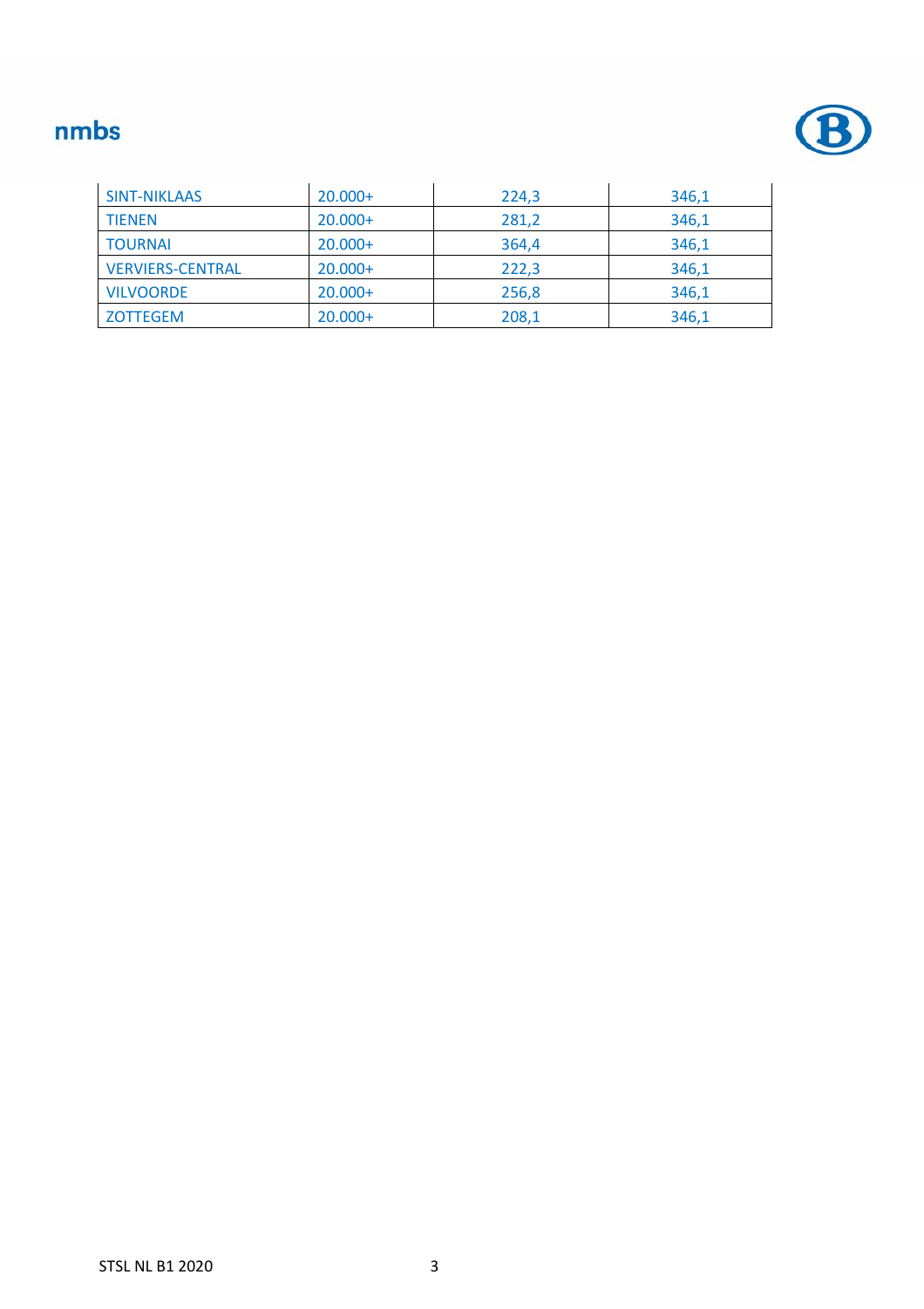| | | | |
|---|---|---|---|
| SINT-NIKLAAS | 20.000+ | 224,3 | 346,1 |
| TIENEN | 20.000+ | 281,2 | 346,1 |
| TOURNAI | 20.000+ | 364,4 | 346,1 |
| VERVIERS-CENTRAL | 20.000+ | 222,3 | 346,1 |
| VILVOORDE | 20.000+ | 256,8 | 346,1 |
| ZOTTEGEM | 20.000+ | 208,1 | 346,1 |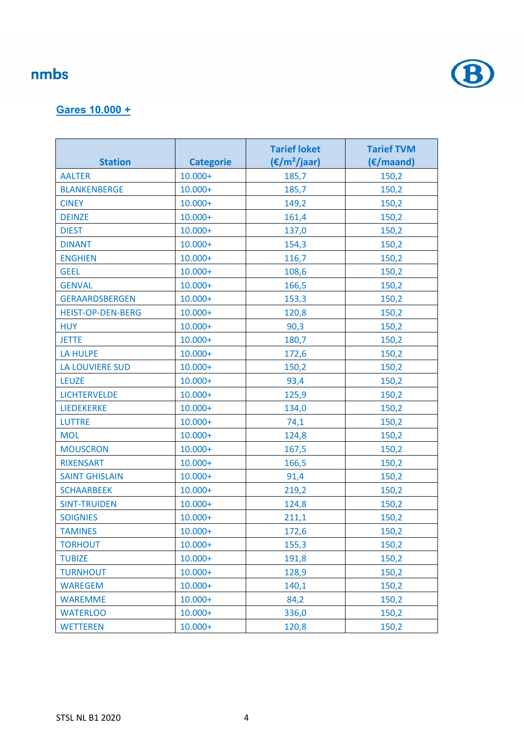nmbs

## Gares 10.000 +

| Station | Categorie | Tarief loket (€/m²/jaar) | Tarief TVM (€/maand) |
|---|---|---|---|
| AALTER | 10.000+ | 185,7 | 150,2 |
| BLANKENBERGE | 10.000+ | 185,7 | 150,2 |
| CINEY | 10.000+ | 149,2 | 150,2 |
| DEINZE | 10.000+ | 161,4 | 150,2 |
| DIEST | 10.000+ | 137,0 | 150,2 |
| DINANT | 10.000+ | 154,3 | 150,2 |
| ENGHIEN | 10.000+ | 116,7 | 150,2 |
| GEEL | 10.000+ | 108,6 | 150,2 |
| GENVAL | 10.000+ | 166,5 | 150,2 |
| GERAARDSBERGEN | 10.000+ | 153,3 | 150,2 |
| HEIST-OP-DEN-BERG | 10.000+ | 120,8 | 150,2 |
| HUY | 10.000+ | 90,3 | 150,2 |
| JETTE | 10.000+ | 180,7 | 150,2 |
| LA HULPE | 10.000+ | 172,6 | 150,2 |
| LA LOUVIERE SUD | 10.000+ | 150,2 | 150,2 |
| LEUZE | 10.000+ | 93,4 | 150,2 |
| LICHTERVELDE | 10.000+ | 125,9 | 150,2 |
| LIEDEKERKE | 10.000+ | 134,0 | 150,2 |
| LUTTRE | 10.000+ | 74,1 | 150,2 |
| MOL | 10.000+ | 124,8 | 150,2 |
| MOUSCRON | 10.000+ | 167,5 | 150,2 |
| RIXENSART | 10.000+ | 166,5 | 150,2 |
| SAINT GHISLAIN | 10.000+ | 91,4 | 150,2 |
| SCHAARBEEK | 10.000+ | 219,2 | 150,2 |
| SINT-TRUIDEN | 10.000+ | 124,8 | 150,2 |
| SOIGNIES | 10.000+ | 211,1 | 150,2 |
| TAMINES | 10.000+ | 172,6 | 150,2 |
| TORHOUT | 10.000+ | 155,3 | 150,2 |
| TUBIZE | 10.000+ | 191,8 | 150,2 |
| TURNHOUT | 10.000+ | 128,9 | 150,2 |
| WAREGEM | 10.000+ | 140,1 | 150,2 |
| WAREMME | 10.000+ | 84,2 | 150,2 |
| WATERLOO | 10.000+ | 336,0 | 150,2 |
| WETTEREN | 10.000+ | 120,8 | 150,2 |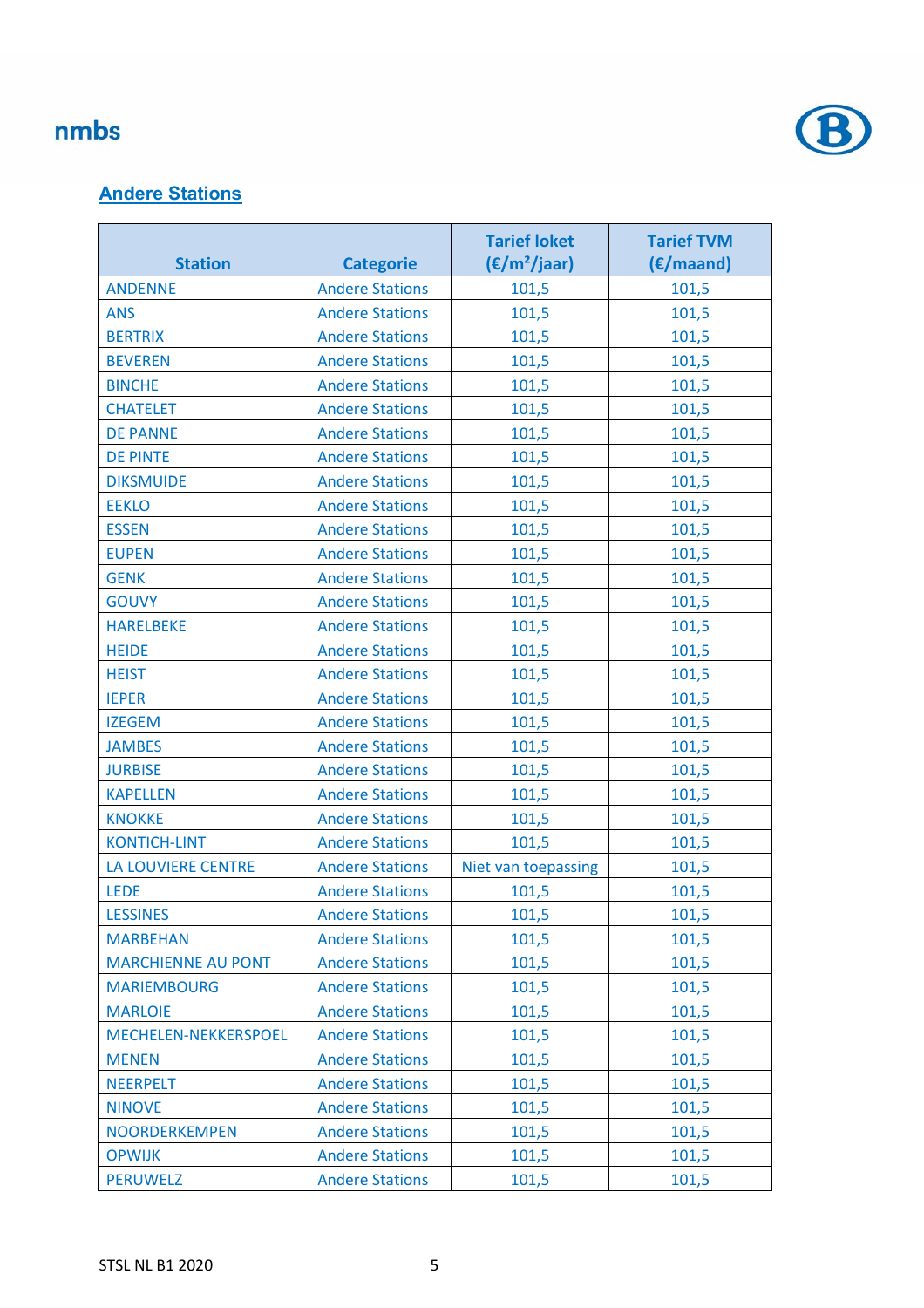## Andere Stations

| Station | Categorie | Tarief loket (€/m²/jaar) | Tarief TVM (€/maand) |
|---|---|---|---|
| ANDENNE | Andere Stations | 101,5 | 101,5 |
| ANS | Andere Stations | 101,5 | 101,5 |
| BERTRIX | Andere Stations | 101,5 | 101,5 |
| BEVEREN | Andere Stations | 101,5 | 101,5 |
| BINCHE | Andere Stations | 101,5 | 101,5 |
| CHATELET | Andere Stations | 101,5 | 101,5 |
| DE PANNE | Andere Stations | 101,5 | 101,5 |
| DE PINTE | Andere Stations | 101,5 | 101,5 |
| DIKSMUIDE | Andere Stations | 101,5 | 101,5 |
| EEKLO | Andere Stations | 101,5 | 101,5 |
| ESSEN | Andere Stations | 101,5 | 101,5 |
| EUPEN | Andere Stations | 101,5 | 101,5 |
| GENK | Andere Stations | 101,5 | 101,5 |
| GOUVY | Andere Stations | 101,5 | 101,5 |
| HARELBEKE | Andere Stations | 101,5 | 101,5 |
| HEIDE | Andere Stations | 101,5 | 101,5 |
| HEIST | Andere Stations | 101,5 | 101,5 |
| IEPER | Andere Stations | 101,5 | 101,5 |
| IZEGEM | Andere Stations | 101,5 | 101,5 |
| JAMBES | Andere Stations | 101,5 | 101,5 |
| JURBISE | Andere Stations | 101,5 | 101,5 |
| KAPELLEN | Andere Stations | 101,5 | 101,5 |
| KNOKKE | Andere Stations | 101,5 | 101,5 |
| KONTICH-LINT | Andere Stations | 101,5 | 101,5 |
| LA LOUVIERE CENTRE | Andere Stations | Niet van toepassing | 101,5 |
| LEDE | Andere Stations | 101,5 | 101,5 |
| LESSINES | Andere Stations | 101,5 | 101,5 |
| MARBEHAN | Andere Stations | 101,5 | 101,5 |
| MARCHIENNE AU PONT | Andere Stations | 101,5 | 101,5 |
| MARIEMBOURG | Andere Stations | 101,5 | 101,5 |
| MARLOIE | Andere Stations | 101,5 | 101,5 |
| MECHELEN-NEKKERSPOEL | Andere Stations | 101,5 | 101,5 |
| MENEN | Andere Stations | 101,5 | 101,5 |
| NEERPELT | Andere Stations | 101,5 | 101,5 |
| NINOVE | Andere Stations | 101,5 | 101,5 |
| NOORDERKEMPEN | Andere Stations | 101,5 | 101,5 |
| OPWIJK | Andere Stations | 101,5 | 101,5 |
| PERUWELZ | Andere Stations | 101,5 | 101,5 |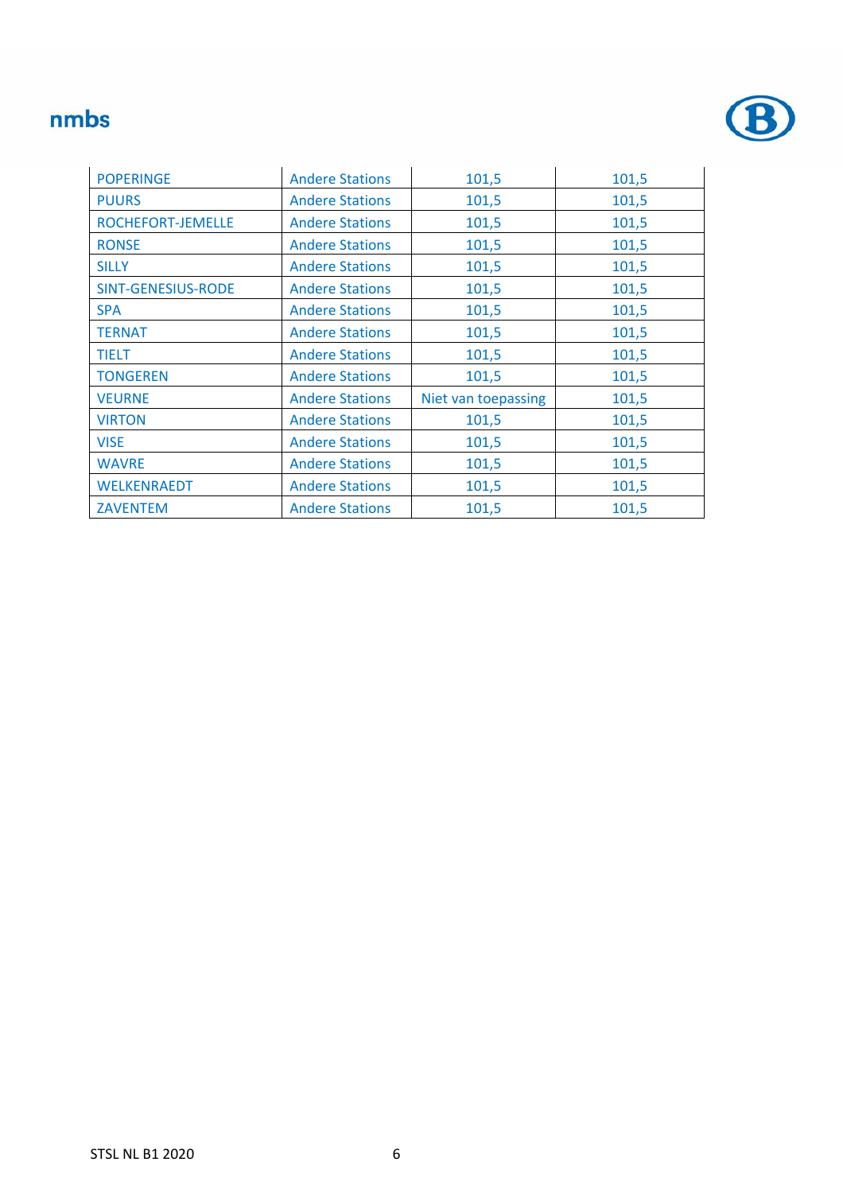| | | | |
|---|---|---|---|
| POPERINGE | Andere Stations | 101,5 | 101,5 |
| PUURS | Andere Stations | 101,5 | 101,5 |
| ROCHEFORT-JEMELLE | Andere Stations | 101,5 | 101,5 |
| RONSE | Andere Stations | 101,5 | 101,5 |
| SILLY | Andere Stations | 101,5 | 101,5 |
| SINT-GENESIUS-RODE | Andere Stations | 101,5 | 101,5 |
| SPA | Andere Stations | 101,5 | 101,5 |
| TERNAT | Andere Stations | 101,5 | 101,5 |
| TIELT | Andere Stations | 101,5 | 101,5 |
| TONGEREN | Andere Stations | 101,5 | 101,5 |
| VEURNE | Andere Stations | Niet van toepassing | 101,5 |
| VIRTON | Andere Stations | 101,5 | 101,5 |
| VISE | Andere Stations | 101,5 | 101,5 |
| WAVRE | Andere Stations | 101,5 | 101,5 |
| WELKENRAEDT | Andere Stations | 101,5 | 101,5 |
| ZAVENTEM | Andere Stations | 101,5 | 101,5 |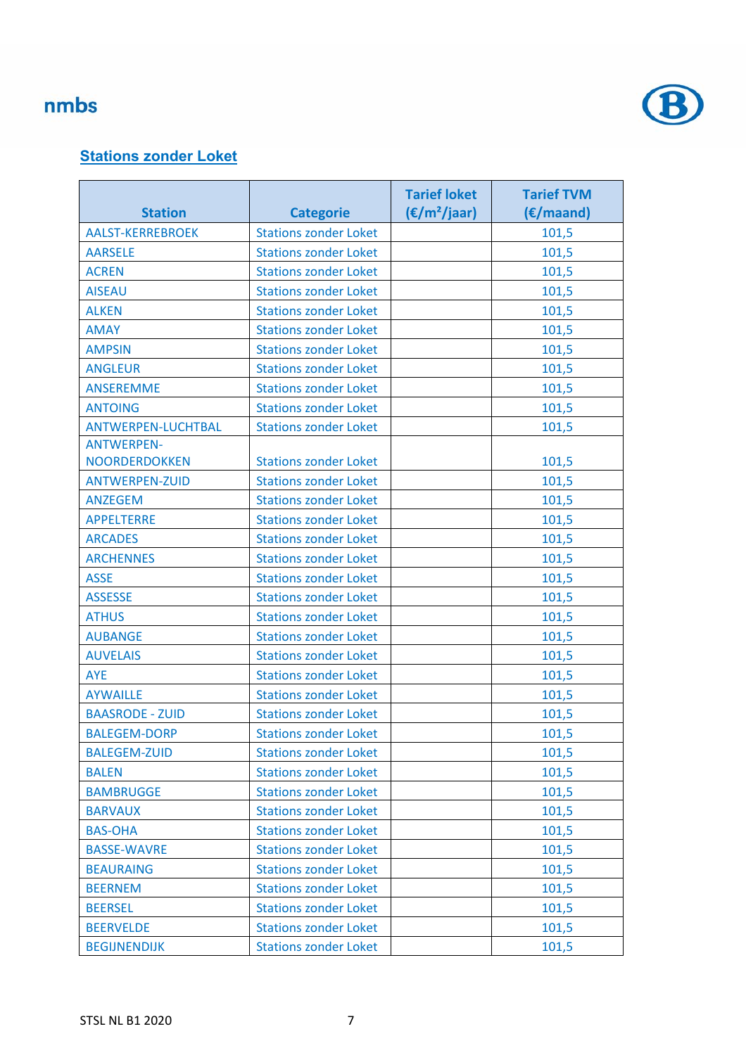nmbs

## Stations zonder Loket

| Station | Categorie | Tarief loket (€/m²/jaar) | Tarief TVM (€/maand) |
|---|---|---|---|
| AALST-KERREBROEK | Stations zonder Loket | | 101,5 |
| AARSELE | Stations zonder Loket | | 101,5 |
| ACREN | Stations zonder Loket | | 101,5 |
| AISEAU | Stations zonder Loket | | 101,5 |
| ALKEN | Stations zonder Loket | | 101,5 |
| AMAY | Stations zonder Loket | | 101,5 |
| AMPSIN | Stations zonder Loket | | 101,5 |
| ANGLEUR | Stations zonder Loket | | 101,5 |
| ANSEREMME | Stations zonder Loket | | 101,5 |
| ANTOING | Stations zonder Loket | | 101,5 |
| ANTWERPEN-LUCHTBAL | Stations zonder Loket | | 101,5 |
| ANTWERPEN-NOORDERDOKKEN | Stations zonder Loket | | 101,5 |
| ANTWERPEN-ZUID | Stations zonder Loket | | 101,5 |
| ANZEGEM | Stations zonder Loket | | 101,5 |
| APPELTERRE | Stations zonder Loket | | 101,5 |
| ARCADES | Stations zonder Loket | | 101,5 |
| ARCHENNES | Stations zonder Loket | | 101,5 |
| ASSE | Stations zonder Loket | | 101,5 |
| ASSESSE | Stations zonder Loket | | 101,5 |
| ATHUS | Stations zonder Loket | | 101,5 |
| AUBANGE | Stations zonder Loket | | 101,5 |
| AUVELAIS | Stations zonder Loket | | 101,5 |
| AYE | Stations zonder Loket | | 101,5 |
| AYWAILLE | Stations zonder Loket | | 101,5 |
| BAASRODE - ZUID | Stations zonder Loket | | 101,5 |
| BALEGEM-DORP | Stations zonder Loket | | 101,5 |
| BALEGEM-ZUID | Stations zonder Loket | | 101,5 |
| BALEN | Stations zonder Loket | | 101,5 |
| BAMBRUGGE | Stations zonder Loket | | 101,5 |
| BARVAUX | Stations zonder Loket | | 101,5 |
| BAS-OHA | Stations zonder Loket | | 101,5 |
| BASSE-WAVRE | Stations zonder Loket | | 101,5 |
| BEAURAING | Stations zonder Loket | | 101,5 |
| BEERNEM | Stations zonder Loket | | 101,5 |
| BEERSEL | Stations zonder Loket | | 101,5 |
| BEERVELDE | Stations zonder Loket | | 101,5 |
| BEGIJNENDIJK | Stations zonder Loket | | 101,5 |

STSL NL B1 2020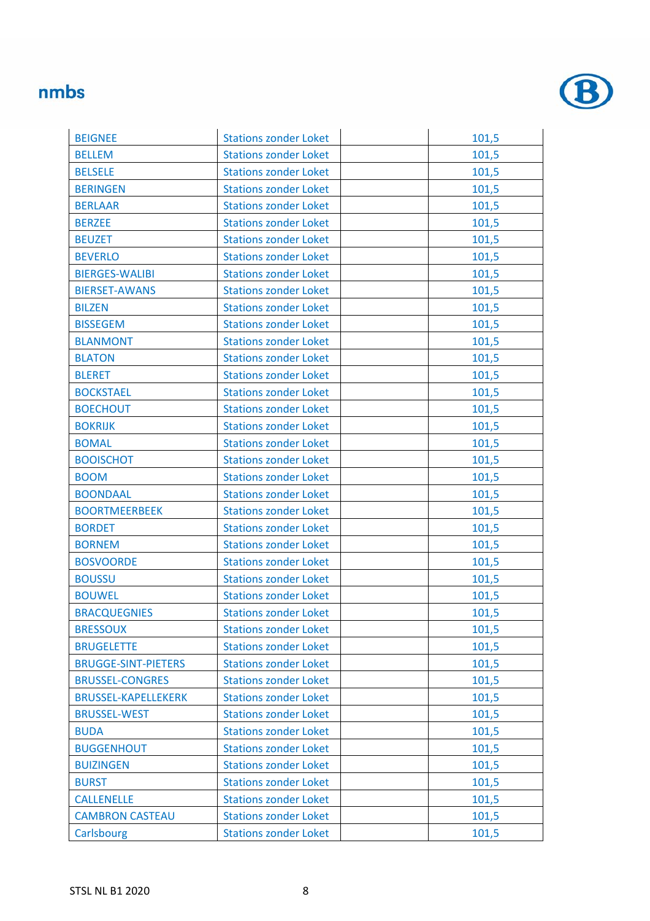| | | | |
|---|---|---|---|
| BEIGNEE | Stations zonder Loket | | 101,5 |
| BELLEM | Stations zonder Loket | | 101,5 |
| BELSELE | Stations zonder Loket | | 101,5 |
| BERINGEN | Stations zonder Loket | | 101,5 |
| BERLAAR | Stations zonder Loket | | 101,5 |
| BERZEE | Stations zonder Loket | | 101,5 |
| BEUZET | Stations zonder Loket | | 101,5 |
| BEVERLO | Stations zonder Loket | | 101,5 |
| BIERGES-WALIBI | Stations zonder Loket | | 101,5 |
| BIERSET-AWANS | Stations zonder Loket | | 101,5 |
| BILZEN | Stations zonder Loket | | 101,5 |
| BISSEGEM | Stations zonder Loket | | 101,5 |
| BLANMONT | Stations zonder Loket | | 101,5 |
| BLATON | Stations zonder Loket | | 101,5 |
| BLERET | Stations zonder Loket | | 101,5 |
| BOCKSTAEL | Stations zonder Loket | | 101,5 |
| BOECHOUT | Stations zonder Loket | | 101,5 |
| BOKRIJK | Stations zonder Loket | | 101,5 |
| BOMAL | Stations zonder Loket | | 101,5 |
| BOOISCHOT | Stations zonder Loket | | 101,5 |
| BOOM | Stations zonder Loket | | 101,5 |
| BOONDAAL | Stations zonder Loket | | 101,5 |
| BOORTMEERBEEK | Stations zonder Loket | | 101,5 |
| BORDET | Stations zonder Loket | | 101,5 |
| BORNEM | Stations zonder Loket | | 101,5 |
| BOSVOORDE | Stations zonder Loket | | 101,5 |
| BOUSSU | Stations zonder Loket | | 101,5 |
| BOUWEL | Stations zonder Loket | | 101,5 |
| BRACQUEGNIES | Stations zonder Loket | | 101,5 |
| BRESSOUX | Stations zonder Loket | | 101,5 |
| BRUGELETTE | Stations zonder Loket | | 101,5 |
| BRUGGE-SINT-PIETERS | Stations zonder Loket | | 101,5 |
| BRUSSEL-CONGRES | Stations zonder Loket | | 101,5 |
| BRUSSEL-KAPELLEKERK | Stations zonder Loket | | 101,5 |
| BRUSSEL-WEST | Stations zonder Loket | | 101,5 |
| BUDA | Stations zonder Loket | | 101,5 |
| BUGGENHOUT | Stations zonder Loket | | 101,5 |
| BUIZINGEN | Stations zonder Loket | | 101,5 |
| BURST | Stations zonder Loket | | 101,5 |
| CALLENELLE | Stations zonder Loket | | 101,5 |
| CAMBRON CASTEAU | Stations zonder Loket | | 101,5 |
| Carlsbourg | Stations zonder Loket | | 101,5 |

STSL NL B1 2020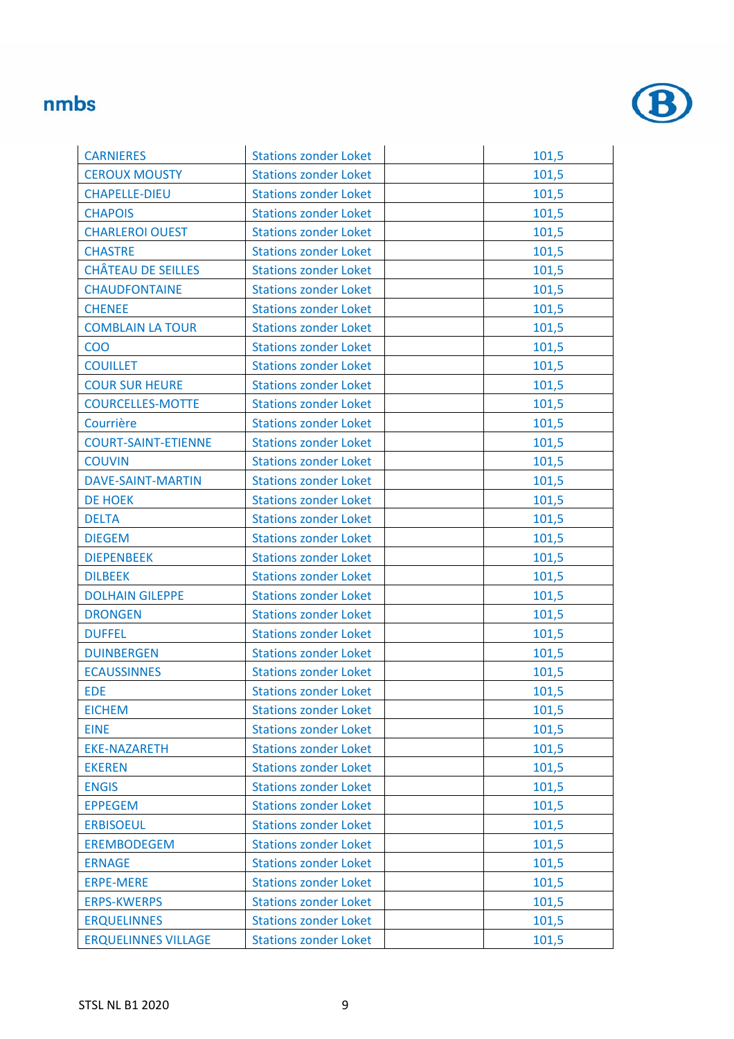| | | | |
|---|---|---|---|
| CARNIERES | Stations zonder Loket | | 101,5 |
| CEROUX MOUSTY | Stations zonder Loket | | 101,5 |
| CHAPELLE-DIEU | Stations zonder Loket | | 101,5 |
| CHAPOIS | Stations zonder Loket | | 101,5 |
| CHARLEROI OUEST | Stations zonder Loket | | 101,5 |
| CHASTRE | Stations zonder Loket | | 101,5 |
| CHÂTEAU DE SEILLES | Stations zonder Loket | | 101,5 |
| CHAUDFONTAINE | Stations zonder Loket | | 101,5 |
| CHENEE | Stations zonder Loket | | 101,5 |
| COMBLAIN LA TOUR | Stations zonder Loket | | 101,5 |
| COO | Stations zonder Loket | | 101,5 |
| COUILLET | Stations zonder Loket | | 101,5 |
| COUR SUR HEURE | Stations zonder Loket | | 101,5 |
| COURCELLES-MOTTE | Stations zonder Loket | | 101,5 |
| Courrière | Stations zonder Loket | | 101,5 |
| COURT-SAINT-ETIENNE | Stations zonder Loket | | 101,5 |
| COUVIN | Stations zonder Loket | | 101,5 |
| DAVE-SAINT-MARTIN | Stations zonder Loket | | 101,5 |
| DE HOEK | Stations zonder Loket | | 101,5 |
| DELTA | Stations zonder Loket | | 101,5 |
| DIEGEM | Stations zonder Loket | | 101,5 |
| DIEPENBEEK | Stations zonder Loket | | 101,5 |
| DILBEEK | Stations zonder Loket | | 101,5 |
| DOLHAIN GILEPPE | Stations zonder Loket | | 101,5 |
| DRONGEN | Stations zonder Loket | | 101,5 |
| DUFFEL | Stations zonder Loket | | 101,5 |
| DUINBERGEN | Stations zonder Loket | | 101,5 |
| ECAUSSINNES | Stations zonder Loket | | 101,5 |
| EDE | Stations zonder Loket | | 101,5 |
| EICHEM | Stations zonder Loket | | 101,5 |
| EINE | Stations zonder Loket | | 101,5 |
| EKE-NAZARETH | Stations zonder Loket | | 101,5 |
| EKEREN | Stations zonder Loket | | 101,5 |
| ENGIS | Stations zonder Loket | | 101,5 |
| EPPEGEM | Stations zonder Loket | | 101,5 |
| ERBISOEUL | Stations zonder Loket | | 101,5 |
| EREMBODEGEM | Stations zonder Loket | | 101,5 |
| ERNAGE | Stations zonder Loket | | 101,5 |
| ERPE-MERE | Stations zonder Loket | | 101,5 |
| ERPS-KWERPS | Stations zonder Loket | | 101,5 |
| ERQUELINNES | Stations zonder Loket | | 101,5 |
| ERQUELINNES VILLAGE | Stations zonder Loket | | 101,5 |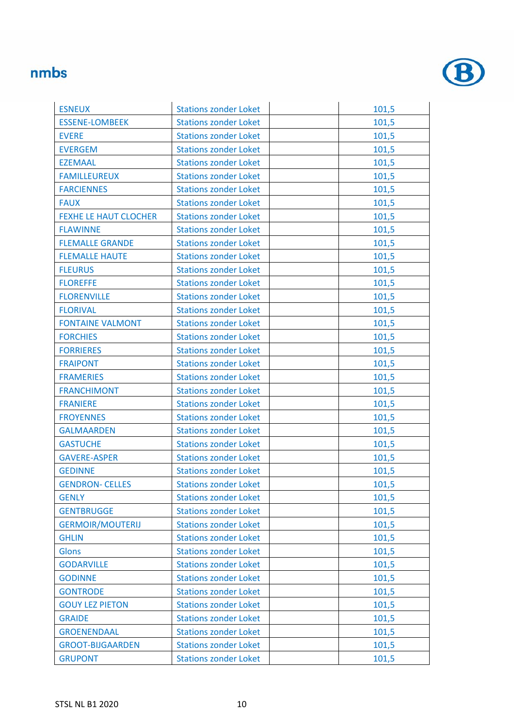| ESNEUX | Stations zonder Loket | | 101,5 |
|---|---|---|---|
| ESSENE-LOMBEEK | Stations zonder Loket | | 101,5 |
| EVERE | Stations zonder Loket | | 101,5 |
| EVERGEM | Stations zonder Loket | | 101,5 |
| EZEMAAL | Stations zonder Loket | | 101,5 |
| FAMILLEUREUX | Stations zonder Loket | | 101,5 |
| FARCIENNES | Stations zonder Loket | | 101,5 |
| FAUX | Stations zonder Loket | | 101,5 |
| FEXHE LE HAUT CLOCHER | Stations zonder Loket | | 101,5 |
| FLAWINNE | Stations zonder Loket | | 101,5 |
| FLEMALLE GRANDE | Stations zonder Loket | | 101,5 |
| FLEMALLE HAUTE | Stations zonder Loket | | 101,5 |
| FLEURUS | Stations zonder Loket | | 101,5 |
| FLOREFFE | Stations zonder Loket | | 101,5 |
| FLORENVILLE | Stations zonder Loket | | 101,5 |
| FLORIVAL | Stations zonder Loket | | 101,5 |
| FONTAINE VALMONT | Stations zonder Loket | | 101,5 |
| FORCHIES | Stations zonder Loket | | 101,5 |
| FORRIERES | Stations zonder Loket | | 101,5 |
| FRAIPONT | Stations zonder Loket | | 101,5 |
| FRAMERIES | Stations zonder Loket | | 101,5 |
| FRANCHIMONT | Stations zonder Loket | | 101,5 |
| FRANIERE | Stations zonder Loket | | 101,5 |
| FROYENNES | Stations zonder Loket | | 101,5 |
| GALMAARDEN | Stations zonder Loket | | 101,5 |
| GASTUCHE | Stations zonder Loket | | 101,5 |
| GAVERE-ASPER | Stations zonder Loket | | 101,5 |
| GEDINNE | Stations zonder Loket | | 101,5 |
| GENDRON- CELLES | Stations zonder Loket | | 101,5 |
| GENLY | Stations zonder Loket | | 101,5 |
| GENTBRUGGE | Stations zonder Loket | | 101,5 |
| GERMOIR/MOUTERIJ | Stations zonder Loket | | 101,5 |
| GHLIN | Stations zonder Loket | | 101,5 |
| Glons | Stations zonder Loket | | 101,5 |
| GODARVILLE | Stations zonder Loket | | 101,5 |
| GODINNE | Stations zonder Loket | | 101,5 |
| GONTRODE | Stations zonder Loket | | 101,5 |
| GOUY LEZ PIETON | Stations zonder Loket | | 101,5 |
| GRAIDE | Stations zonder Loket | | 101,5 |
| GROENENDAAL | Stations zonder Loket | | 101,5 |
| GROOT-BIJGAARDEN | Stations zonder Loket | | 101,5 |
| GRUPONT | Stations zonder Loket | | 101,5 |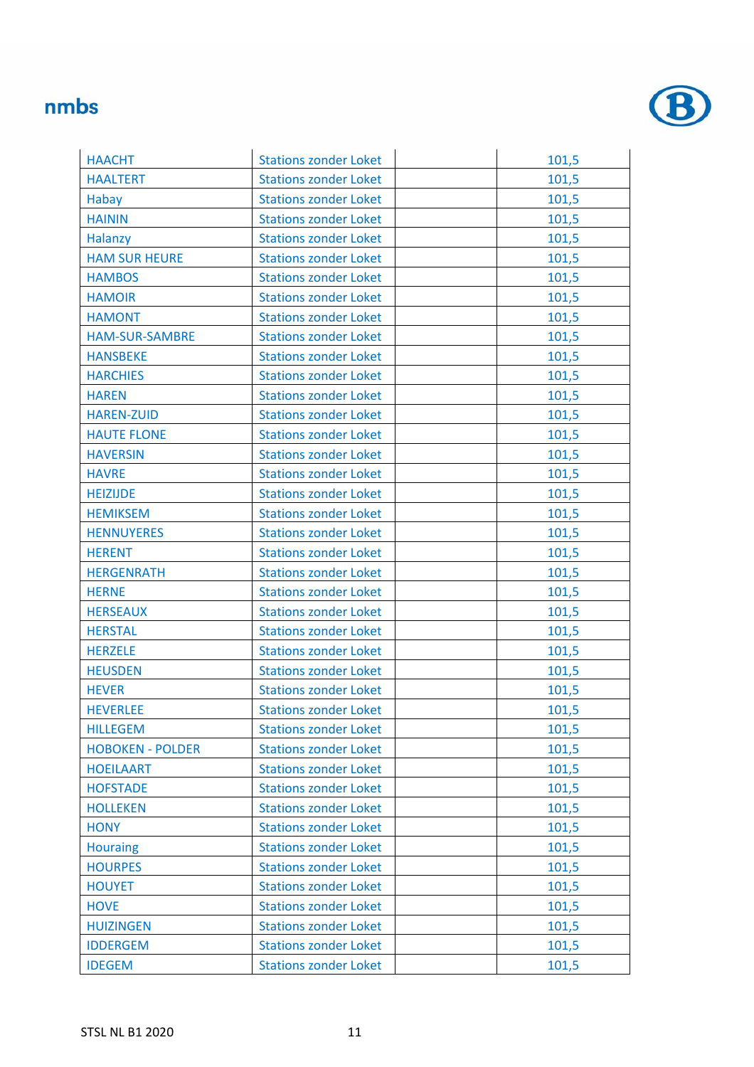| | | | |
|---|---|---|---|
| HAACHT | Stations zonder Loket | | 101,5 |
| HAALTERT | Stations zonder Loket | | 101,5 |
| Habay | Stations zonder Loket | | 101,5 |
| HAININ | Stations zonder Loket | | 101,5 |
| Halanzy | Stations zonder Loket | | 101,5 |
| HAM SUR HEURE | Stations zonder Loket | | 101,5 |
| HAMBOS | Stations zonder Loket | | 101,5 |
| HAMOIR | Stations zonder Loket | | 101,5 |
| HAMONT | Stations zonder Loket | | 101,5 |
| HAM-SUR-SAMBRE | Stations zonder Loket | | 101,5 |
| HANSBEKE | Stations zonder Loket | | 101,5 |
| HARCHIES | Stations zonder Loket | | 101,5 |
| HAREN | Stations zonder Loket | | 101,5 |
| HAREN-ZUID | Stations zonder Loket | | 101,5 |
| HAUTE FLONE | Stations zonder Loket | | 101,5 |
| HAVERSIN | Stations zonder Loket | | 101,5 |
| HAVRE | Stations zonder Loket | | 101,5 |
| HEIZIJDE | Stations zonder Loket | | 101,5 |
| HEMIKSEM | Stations zonder Loket | | 101,5 |
| HENNUYERES | Stations zonder Loket | | 101,5 |
| HERENT | Stations zonder Loket | | 101,5 |
| HERGENRATH | Stations zonder Loket | | 101,5 |
| HERNE | Stations zonder Loket | | 101,5 |
| HERSEAUX | Stations zonder Loket | | 101,5 |
| HERSTAL | Stations zonder Loket | | 101,5 |
| HERZELE | Stations zonder Loket | | 101,5 |
| HEUSDEN | Stations zonder Loket | | 101,5 |
| HEVER | Stations zonder Loket | | 101,5 |
| HEVERLEE | Stations zonder Loket | | 101,5 |
| HILLEGEM | Stations zonder Loket | | 101,5 |
| HOBOKEN - POLDER | Stations zonder Loket | | 101,5 |
| HOEILAART | Stations zonder Loket | | 101,5 |
| HOFSTADE | Stations zonder Loket | | 101,5 |
| HOLLEKEN | Stations zonder Loket | | 101,5 |
| HONY | Stations zonder Loket | | 101,5 |
| Houraing | Stations zonder Loket | | 101,5 |
| HOURPES | Stations zonder Loket | | 101,5 |
| HOUYET | Stations zonder Loket | | 101,5 |
| HOVE | Stations zonder Loket | | 101,5 |
| HUIZINGEN | Stations zonder Loket | | 101,5 |
| IDDERGEM | Stations zonder Loket | | 101,5 |
| IDEGEM | Stations zonder Loket | | 101,5 |

STSL NL B1 2020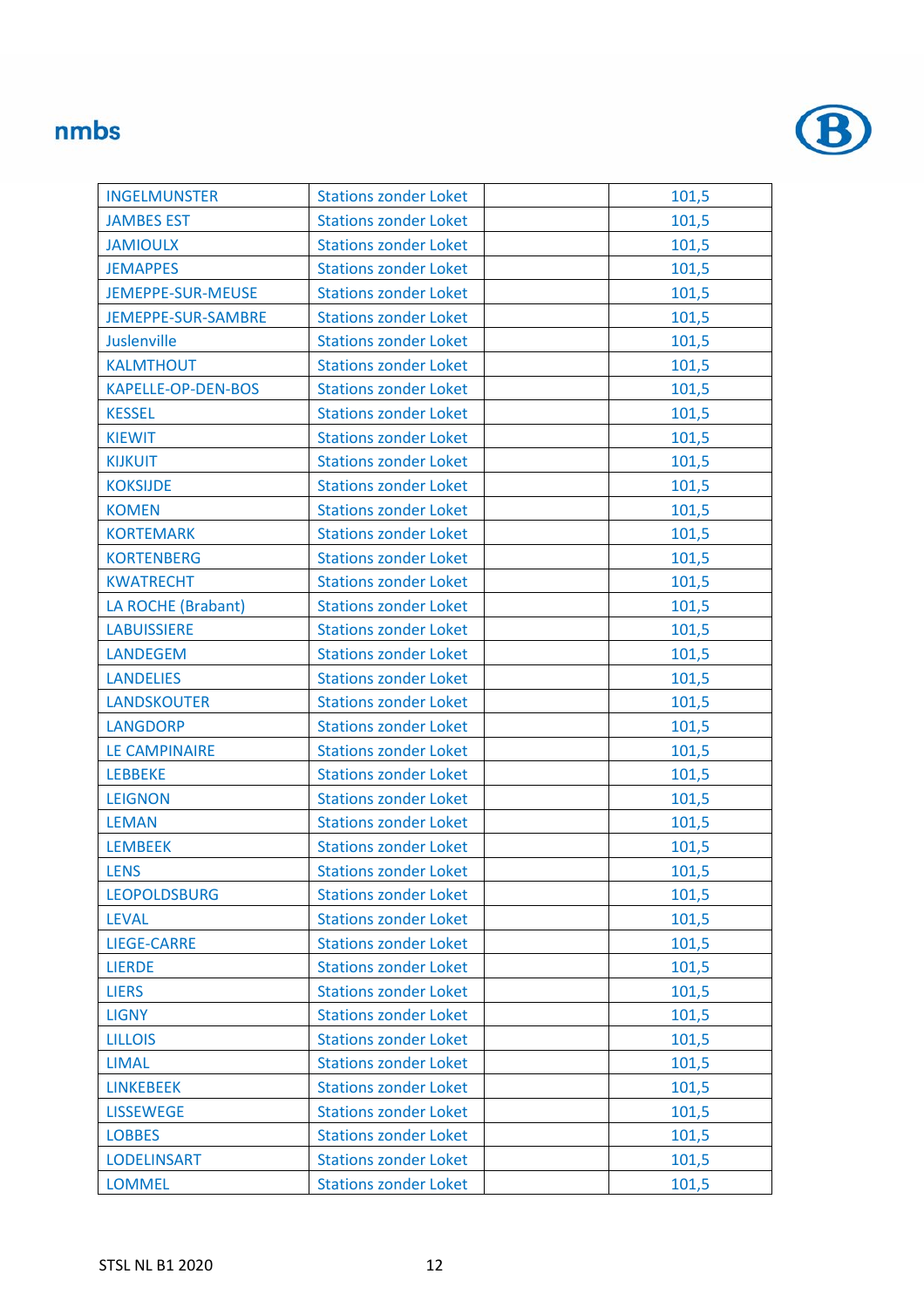| INGELMUNSTER | Stations zonder Loket | | 101,5 |
|---|---|---|---|
| JAMBES EST | Stations zonder Loket | | 101,5 |
| JAMIOULX | Stations zonder Loket | | 101,5 |
| JEMAPPES | Stations zonder Loket | | 101,5 |
| JEMEPPE-SUR-MEUSE | Stations zonder Loket | | 101,5 |
| JEMEPPE-SUR-SAMBRE | Stations zonder Loket | | 101,5 |
| Juslenville | Stations zonder Loket | | 101,5 |
| KALMTHOUT | Stations zonder Loket | | 101,5 |
| KAPELLE-OP-DEN-BOS | Stations zonder Loket | | 101,5 |
| KESSEL | Stations zonder Loket | | 101,5 |
| KIEWIT | Stations zonder Loket | | 101,5 |
| KIJKUIT | Stations zonder Loket | | 101,5 |
| KOKSIJDE | Stations zonder Loket | | 101,5 |
| KOMEN | Stations zonder Loket | | 101,5 |
| KORTEMARK | Stations zonder Loket | | 101,5 |
| KORTENBERG | Stations zonder Loket | | 101,5 |
| KWATRECHT | Stations zonder Loket | | 101,5 |
| LA ROCHE (Brabant) | Stations zonder Loket | | 101,5 |
| LABUISSIERE | Stations zonder Loket | | 101,5 |
| LANDEGEM | Stations zonder Loket | | 101,5 |
| LANDELIES | Stations zonder Loket | | 101,5 |
| LANDSKOUTER | Stations zonder Loket | | 101,5 |
| LANGDORP | Stations zonder Loket | | 101,5 |
| LE CAMPINAIRE | Stations zonder Loket | | 101,5 |
| LEBBEKE | Stations zonder Loket | | 101,5 |
| LEIGNON | Stations zonder Loket | | 101,5 |
| LEMAN | Stations zonder Loket | | 101,5 |
| LEMBEEK | Stations zonder Loket | | 101,5 |
| LENS | Stations zonder Loket | | 101,5 |
| LEOPOLDSBURG | Stations zonder Loket | | 101,5 |
| LEVAL | Stations zonder Loket | | 101,5 |
| LIEGE-CARRE | Stations zonder Loket | | 101,5 |
| LIERDE | Stations zonder Loket | | 101,5 |
| LIERS | Stations zonder Loket | | 101,5 |
| LIGNY | Stations zonder Loket | | 101,5 |
| LILLOIS | Stations zonder Loket | | 101,5 |
| LIMAL | Stations zonder Loket | | 101,5 |
| LINKEBEEK | Stations zonder Loket | | 101,5 |
| LISSEWEGE | Stations zonder Loket | | 101,5 |
| LOBBES | Stations zonder Loket | | 101,5 |
| LODELINSART | Stations zonder Loket | | 101,5 |
| LOMMEL | Stations zonder Loket | | 101,5 |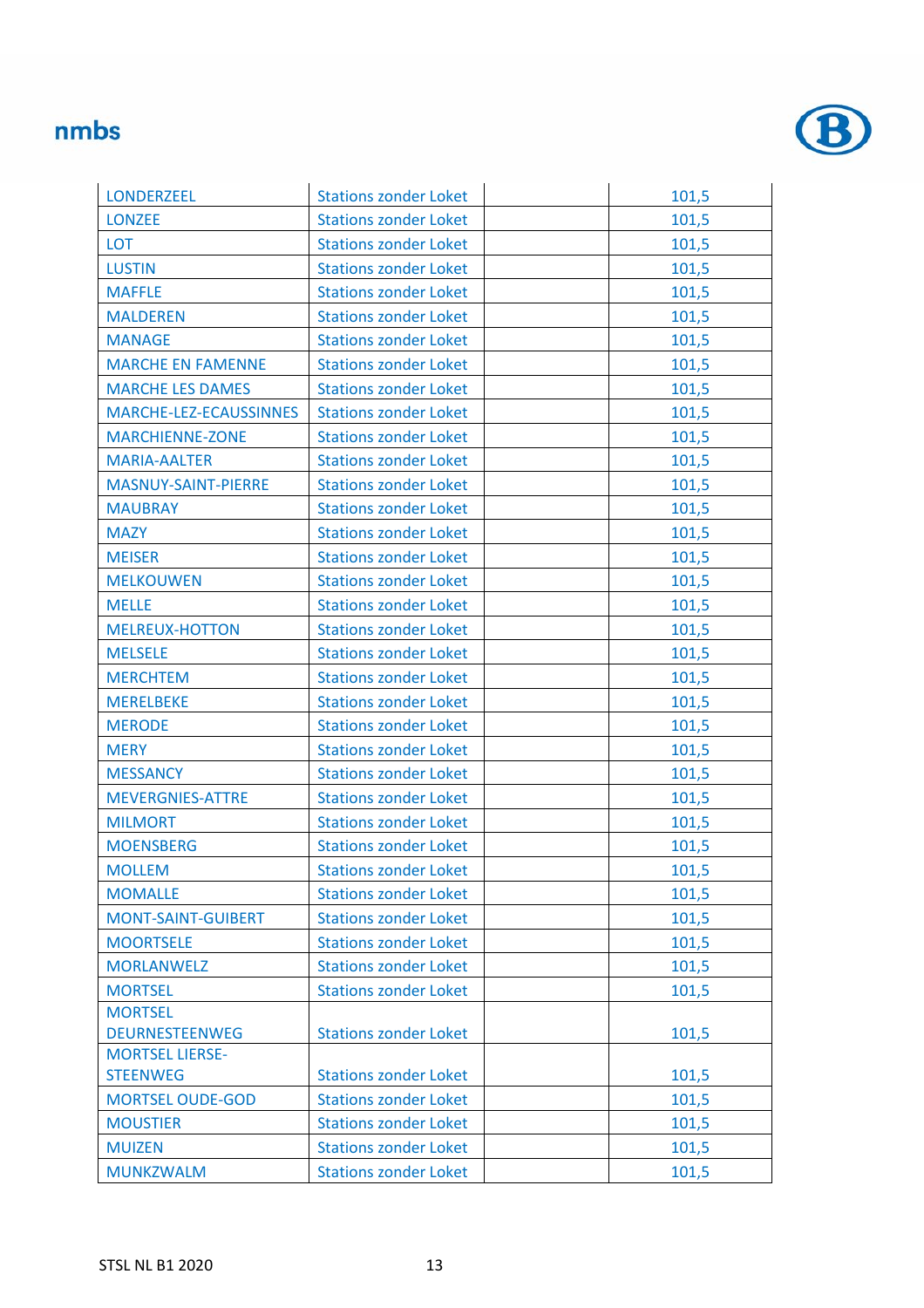| | | | |
|---|---|---|---|
| LONDERZEEL | Stations zonder Loket | | 101,5 |
| LONZEE | Stations zonder Loket | | 101,5 |
| LOT | Stations zonder Loket | | 101,5 |
| LUSTIN | Stations zonder Loket | | 101,5 |
| MAFFLE | Stations zonder Loket | | 101,5 |
| MALDEREN | Stations zonder Loket | | 101,5 |
| MANAGE | Stations zonder Loket | | 101,5 |
| MARCHE EN FAMENNE | Stations zonder Loket | | 101,5 |
| MARCHE LES DAMES | Stations zonder Loket | | 101,5 |
| MARCHE-LEZ-ECAUSSINNES | Stations zonder Loket | | 101,5 |
| MARCHIENNE-ZONE | Stations zonder Loket | | 101,5 |
| MARIA-AALTER | Stations zonder Loket | | 101,5 |
| MASNUY-SAINT-PIERRE | Stations zonder Loket | | 101,5 |
| MAUBRAY | Stations zonder Loket | | 101,5 |
| MAZY | Stations zonder Loket | | 101,5 |
| MEISER | Stations zonder Loket | | 101,5 |
| MELKOUWEN | Stations zonder Loket | | 101,5 |
| MELLE | Stations zonder Loket | | 101,5 |
| MELREUX-HOTTON | Stations zonder Loket | | 101,5 |
| MELSELE | Stations zonder Loket | | 101,5 |
| MERCHTEM | Stations zonder Loket | | 101,5 |
| MERELBEKE | Stations zonder Loket | | 101,5 |
| MERODE | Stations zonder Loket | | 101,5 |
| MERY | Stations zonder Loket | | 101,5 |
| MESSANCY | Stations zonder Loket | | 101,5 |
| MEVERGNIES-ATTRE | Stations zonder Loket | | 101,5 |
| MILMORT | Stations zonder Loket | | 101,5 |
| MOENSBERG | Stations zonder Loket | | 101,5 |
| MOLLEM | Stations zonder Loket | | 101,5 |
| MOMALLE | Stations zonder Loket | | 101,5 |
| MONT-SAINT-GUIBERT | Stations zonder Loket | | 101,5 |
| MOORTSELE | Stations zonder Loket | | 101,5 |
| MORLANWELZ | Stations zonder Loket | | 101,5 |
| MORTSEL | Stations zonder Loket | | 101,5 |
| MORTSEL DEURNESTEENWEG | Stations zonder Loket | | 101,5 |
| MORTSEL LIERSE-STEENWEG | Stations zonder Loket | | 101,5 |
| MORTSEL OUDE-GOD | Stations zonder Loket | | 101,5 |
| MOUSTIER | Stations zonder Loket | | 101,5 |
| MUIZEN | Stations zonder Loket | | 101,5 |
| MUNKZWALM | Stations zonder Loket | | 101,5 |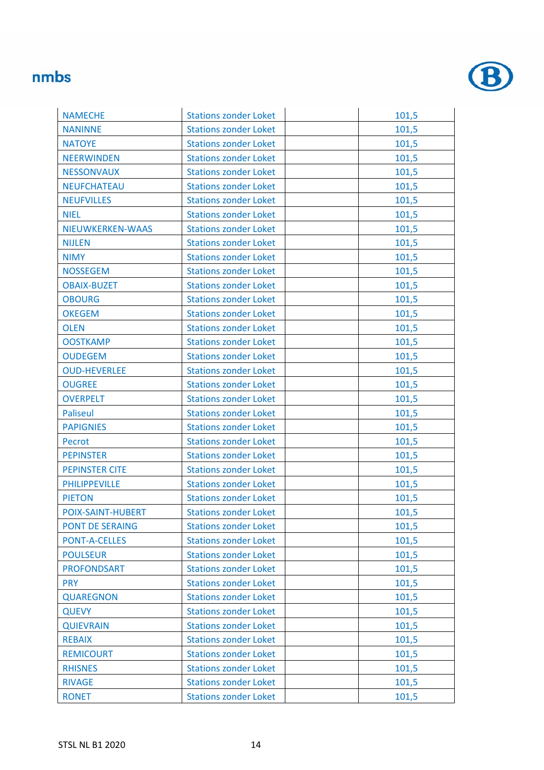| | | | |
|---|---|---|---|
| NAMECHE | Stations zonder Loket | | 101,5 |
| NANINNE | Stations zonder Loket | | 101,5 |
| NATOYE | Stations zonder Loket | | 101,5 |
| NEERWINDEN | Stations zonder Loket | | 101,5 |
| NESSONVAUX | Stations zonder Loket | | 101,5 |
| NEUFCHATEAU | Stations zonder Loket | | 101,5 |
| NEUFVILLES | Stations zonder Loket | | 101,5 |
| NIEL | Stations zonder Loket | | 101,5 |
| NIEUWKERKEN-WAAS | Stations zonder Loket | | 101,5 |
| NIJLEN | Stations zonder Loket | | 101,5 |
| NIMY | Stations zonder Loket | | 101,5 |
| NOSSEGEM | Stations zonder Loket | | 101,5 |
| OBAIX-BUZET | Stations zonder Loket | | 101,5 |
| OBOURG | Stations zonder Loket | | 101,5 |
| OKEGEM | Stations zonder Loket | | 101,5 |
| OLEN | Stations zonder Loket | | 101,5 |
| OOSTKAMP | Stations zonder Loket | | 101,5 |
| OUDEGEM | Stations zonder Loket | | 101,5 |
| OUD-HEVERLEE | Stations zonder Loket | | 101,5 |
| OUGREE | Stations zonder Loket | | 101,5 |
| OVERPELT | Stations zonder Loket | | 101,5 |
| Paliseul | Stations zonder Loket | | 101,5 |
| PAPIGNIES | Stations zonder Loket | | 101,5 |
| Pecrot | Stations zonder Loket | | 101,5 |
| PEPINSTER | Stations zonder Loket | | 101,5 |
| PEPINSTER CITE | Stations zonder Loket | | 101,5 |
| PHILIPPEVILLE | Stations zonder Loket | | 101,5 |
| PIETON | Stations zonder Loket | | 101,5 |
| POIX-SAINT-HUBERT | Stations zonder Loket | | 101,5 |
| PONT DE SERAING | Stations zonder Loket | | 101,5 |
| PONT-A-CELLES | Stations zonder Loket | | 101,5 |
| POULSEUR | Stations zonder Loket | | 101,5 |
| PROFONDSART | Stations zonder Loket | | 101,5 |
| PRY | Stations zonder Loket | | 101,5 |
| QUAREGNON | Stations zonder Loket | | 101,5 |
| QUEVY | Stations zonder Loket | | 101,5 |
| QUIEVRAIN | Stations zonder Loket | | 101,5 |
| REBAIX | Stations zonder Loket | | 101,5 |
| REMICOURT | Stations zonder Loket | | 101,5 |
| RHISNES | Stations zonder Loket | | 101,5 |
| RIVAGE | Stations zonder Loket | | 101,5 |
| RONET | Stations zonder Loket | | 101,5 |

STSL NL B1 2020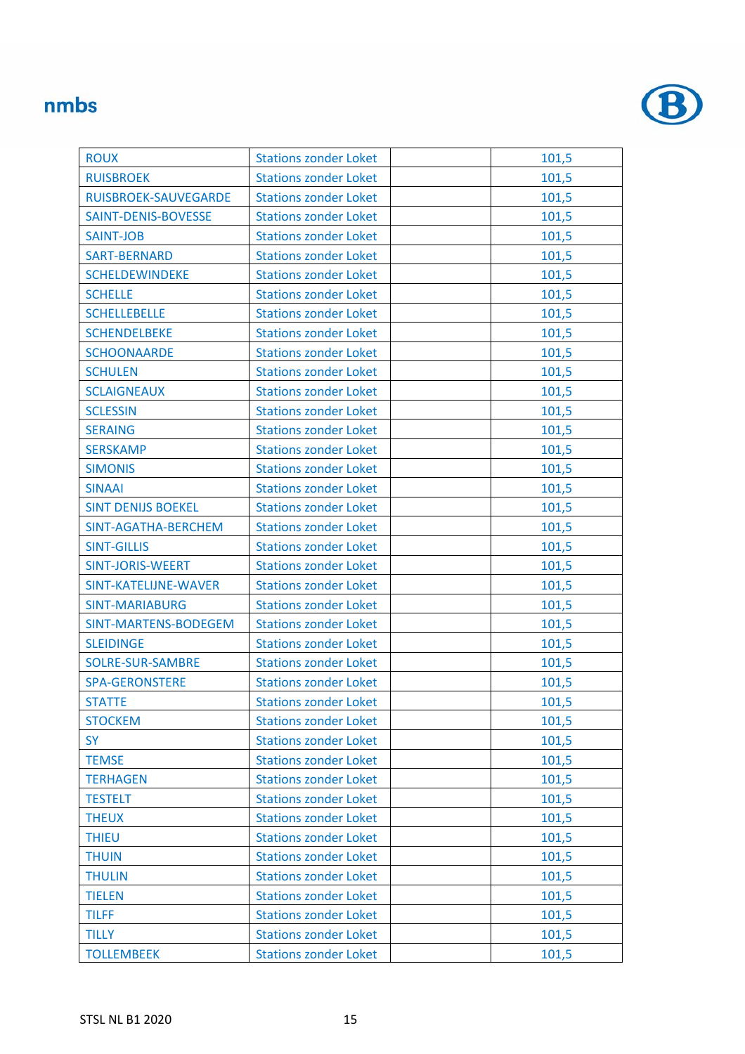| ROUX | Stations zonder Loket | | 101,5 |
|---|---|---|---|
| RUISBROEK | Stations zonder Loket | | 101,5 |
| RUISBROEK-SAUVEGARDE | Stations zonder Loket | | 101,5 |
| SAINT-DENIS-BOVESSE | Stations zonder Loket | | 101,5 |
| SAINT-JOB | Stations zonder Loket | | 101,5 |
| SART-BERNARD | Stations zonder Loket | | 101,5 |
| SCHELDEWINDEKE | Stations zonder Loket | | 101,5 |
| SCHELLE | Stations zonder Loket | | 101,5 |
| SCHELLEBELLE | Stations zonder Loket | | 101,5 |
| SCHENDELBEKE | Stations zonder Loket | | 101,5 |
| SCHOONAARDE | Stations zonder Loket | | 101,5 |
| SCHULEN | Stations zonder Loket | | 101,5 |
| SCLAIGNEAUX | Stations zonder Loket | | 101,5 |
| SCLESSIN | Stations zonder Loket | | 101,5 |
| SERAING | Stations zonder Loket | | 101,5 |
| SERSKAMP | Stations zonder Loket | | 101,5 |
| SIMONIS | Stations zonder Loket | | 101,5 |
| SINAAI | Stations zonder Loket | | 101,5 |
| SINT DENIJS BOEKEL | Stations zonder Loket | | 101,5 |
| SINT-AGATHA-BERCHEM | Stations zonder Loket | | 101,5 |
| SINT-GILLIS | Stations zonder Loket | | 101,5 |
| SINT-JORIS-WEERT | Stations zonder Loket | | 101,5 |
| SINT-KATELIJNE-WAVER | Stations zonder Loket | | 101,5 |
| SINT-MARIABURG | Stations zonder Loket | | 101,5 |
| SINT-MARTENS-BODEGEM | Stations zonder Loket | | 101,5 |
| SLEIDINGE | Stations zonder Loket | | 101,5 |
| SOLRE-SUR-SAMBRE | Stations zonder Loket | | 101,5 |
| SPA-GERONSTERE | Stations zonder Loket | | 101,5 |
| STATTE | Stations zonder Loket | | 101,5 |
| STOCKEM | Stations zonder Loket | | 101,5 |
| SY | Stations zonder Loket | | 101,5 |
| TEMSE | Stations zonder Loket | | 101,5 |
| TERHAGEN | Stations zonder Loket | | 101,5 |
| TESTELT | Stations zonder Loket | | 101,5 |
| THEUX | Stations zonder Loket | | 101,5 |
| THIEU | Stations zonder Loket | | 101,5 |
| THUIN | Stations zonder Loket | | 101,5 |
| THULIN | Stations zonder Loket | | 101,5 |
| TIELEN | Stations zonder Loket | | 101,5 |
| TILFF | Stations zonder Loket | | 101,5 |
| TILLY | Stations zonder Loket | | 101,5 |
| TOLLEMBEEK | Stations zonder Loket | | 101,5 |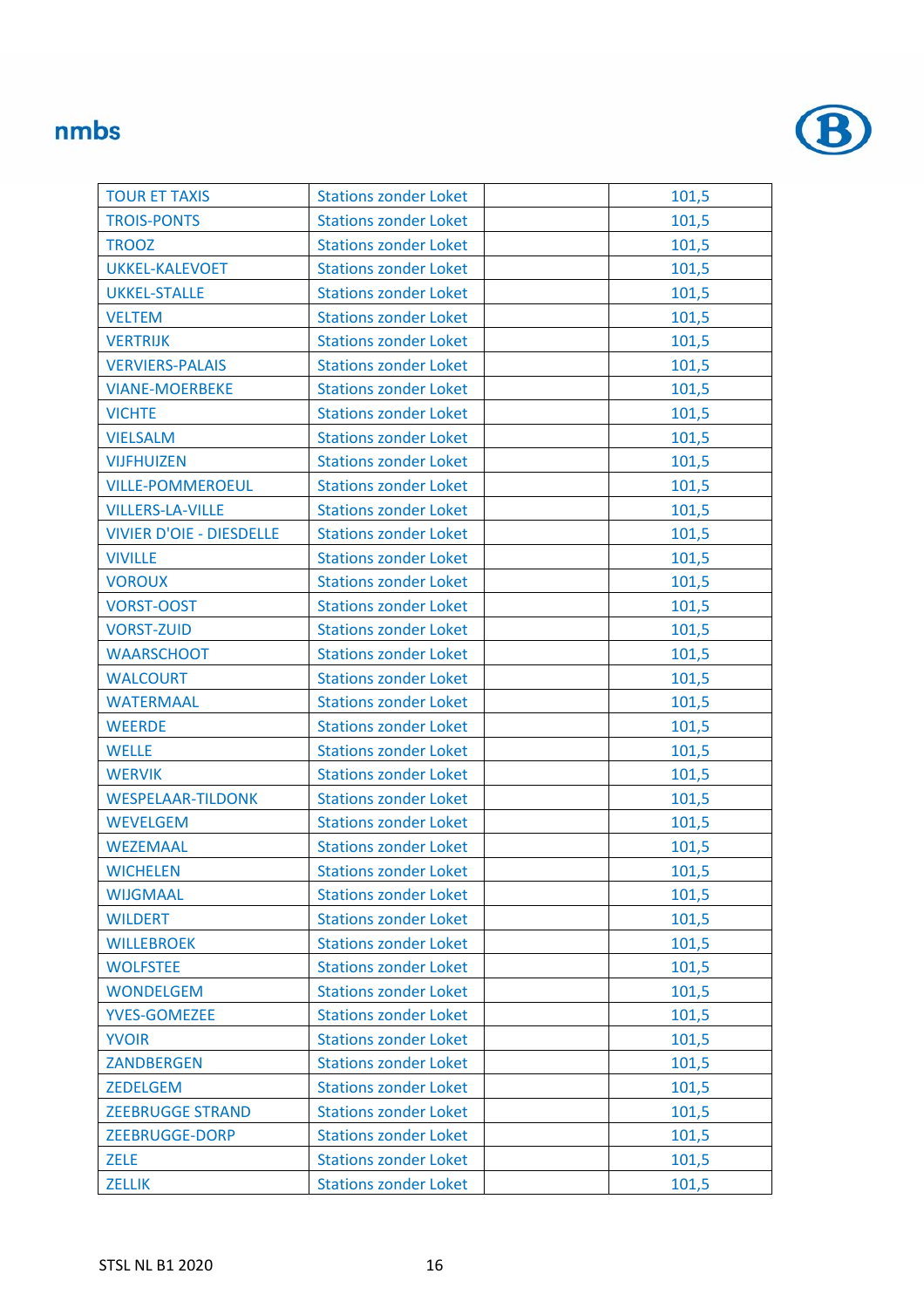| | | | |
|---|---|---|---|
| TOUR ET TAXIS | Stations zonder Loket | | 101,5 |
| TROIS-PONTS | Stations zonder Loket | | 101,5 |
| TROOZ | Stations zonder Loket | | 101,5 |
| UKKEL-KALEVOET | Stations zonder Loket | | 101,5 |
| UKKEL-STALLE | Stations zonder Loket | | 101,5 |
| VELTEM | Stations zonder Loket | | 101,5 |
| VERTRIJK | Stations zonder Loket | | 101,5 |
| VERVIERS-PALAIS | Stations zonder Loket | | 101,5 |
| VIANE-MOERBEKE | Stations zonder Loket | | 101,5 |
| VICHTE | Stations zonder Loket | | 101,5 |
| VIELSALM | Stations zonder Loket | | 101,5 |
| VIJFHUIZEN | Stations zonder Loket | | 101,5 |
| VILLE-POMMEROEUL | Stations zonder Loket | | 101,5 |
| VILLERS-LA-VILLE | Stations zonder Loket | | 101,5 |
| VIVIER D'OIE - DIESDELLE | Stations zonder Loket | | 101,5 |
| VIVILLE | Stations zonder Loket | | 101,5 |
| VOROUX | Stations zonder Loket | | 101,5 |
| VORST-OOST | Stations zonder Loket | | 101,5 |
| VORST-ZUID | Stations zonder Loket | | 101,5 |
| WAARSCHOOT | Stations zonder Loket | | 101,5 |
| WALCOURT | Stations zonder Loket | | 101,5 |
| WATERMAAL | Stations zonder Loket | | 101,5 |
| WEERDE | Stations zonder Loket | | 101,5 |
| WELLE | Stations zonder Loket | | 101,5 |
| WERVIK | Stations zonder Loket | | 101,5 |
| WESPELAAR-TILDONK | Stations zonder Loket | | 101,5 |
| WEVELGEM | Stations zonder Loket | | 101,5 |
| WEZEMAAL | Stations zonder Loket | | 101,5 |
| WICHELEN | Stations zonder Loket | | 101,5 |
| WIJGMAAL | Stations zonder Loket | | 101,5 |
| WILDERT | Stations zonder Loket | | 101,5 |
| WILLEBROEK | Stations zonder Loket | | 101,5 |
| WOLFSTEE | Stations zonder Loket | | 101,5 |
| WONDELGEM | Stations zonder Loket | | 101,5 |
| YVES-GOMEZEE | Stations zonder Loket | | 101,5 |
| YVOIR | Stations zonder Loket | | 101,5 |
| ZANDBERGEN | Stations zonder Loket | | 101,5 |
| ZEDELGEM | Stations zonder Loket | | 101,5 |
| ZEEBRUGGE STRAND | Stations zonder Loket | | 101,5 |
| ZEEBRUGGE-DORP | Stations zonder Loket | | 101,5 |
| ZELE | Stations zonder Loket | | 101,5 |
| ZELLIK | Stations zonder Loket | | 101,5 |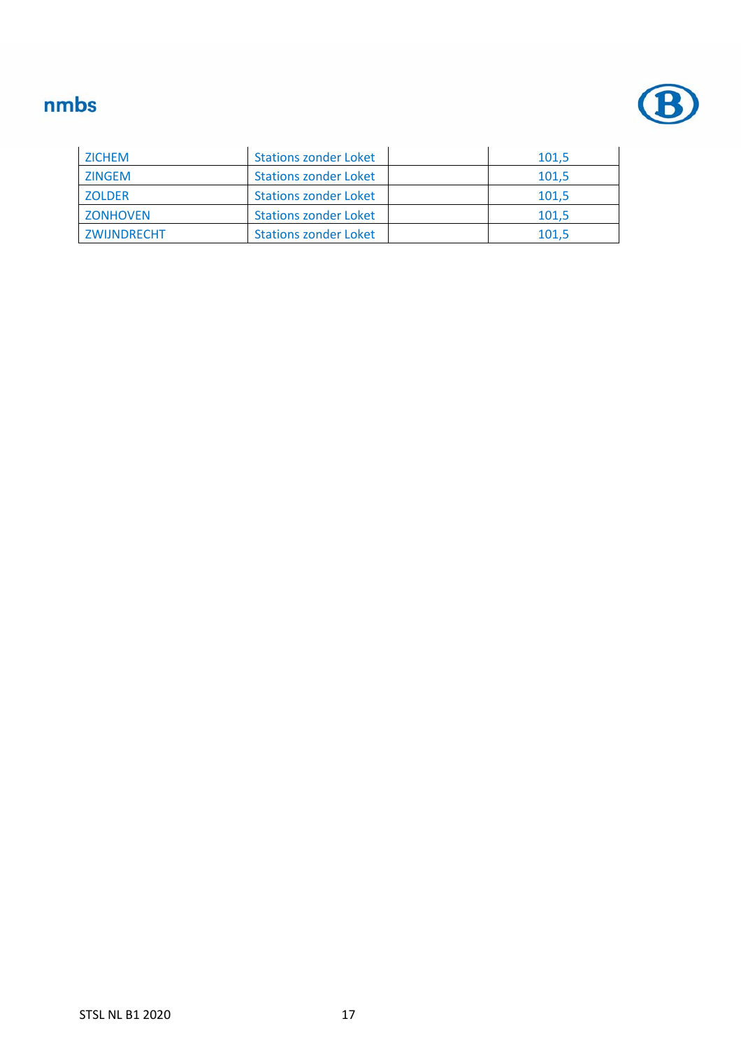| | | | |
|---|---|---|---|
| ZICHEM | Stations zonder Loket | | 101,5 |
| ZINGEM | Stations zonder Loket | | 101,5 |
| ZOLDER | Stations zonder Loket | | 101,5 |
| ZONHOVEN | Stations zonder Loket | | 101,5 |
| ZWIJNDRECHT | Stations zonder Loket | | 101,5 |